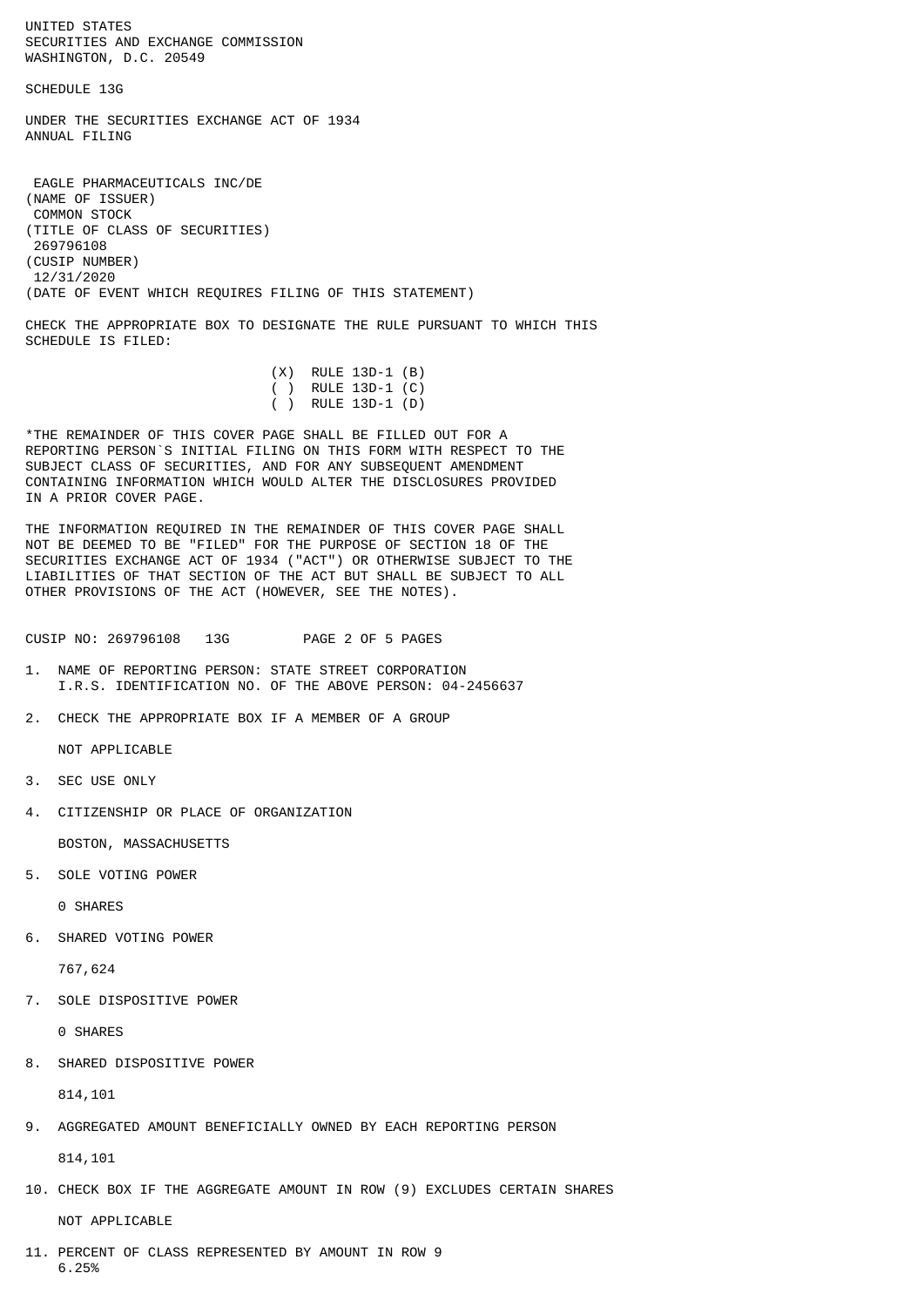UNITED STATES
SECURITIES AND EXCHANGE COMMISSION
WASHINGTON, D.C. 20549

SCHEDULE 13G

UNDER THE SECURITIES EXCHANGE ACT OF 1934
ANNUAL FILING

EAGLE PHARMACEUTICALS INC/DE
(NAME OF ISSUER)
COMMON STOCK
(TITLE OF CLASS OF SECURITIES)
269796108
(CUSIP NUMBER)
12/31/2020
(DATE OF EVENT WHICH REQUIRES FILING OF THIS STATEMENT)

CHECK THE APPROPRIATE BOX TO DESIGNATE THE RULE PURSUANT TO WHICH THIS SCHEDULE IS FILED:

(X) RULE 13D-1 (B)
( ) RULE 13D-1 (C)
( ) RULE 13D-1 (D)

*THE REMAINDER OF THIS COVER PAGE SHALL BE FILLED OUT FOR A REPORTING PERSON`S INITIAL FILING ON THIS FORM WITH RESPECT TO THE SUBJECT CLASS OF SECURITIES, AND FOR ANY SUBSEQUENT AMENDMENT CONTAINING INFORMATION WHICH WOULD ALTER THE DISCLOSURES PROVIDED IN A PRIOR COVER PAGE.

THE INFORMATION REQUIRED IN THE REMAINDER OF THIS COVER PAGE SHALL NOT BE DEEMED TO BE "FILED" FOR THE PURPOSE OF SECTION 18 OF THE SECURITIES EXCHANGE ACT OF 1934 ("ACT") OR OTHERWISE SUBJECT TO THE LIABILITIES OF THAT SECTION OF THE ACT BUT SHALL BE SUBJECT TO ALL OTHER PROVISIONS OF THE ACT (HOWEVER, SEE THE NOTES).

CUSIP NO: 269796108 13G PAGE 2 OF 5 PAGES

1. NAME OF REPORTING PERSON: STATE STREET CORPORATION
   I.R.S. IDENTIFICATION NO. OF THE ABOVE PERSON: 04-2456637

2. CHECK THE APPROPRIATE BOX IF A MEMBER OF A GROUP

   NOT APPLICABLE

3. SEC USE ONLY

4. CITIZENSHIP OR PLACE OF ORGANIZATION

   BOSTON, MASSACHUSETTS

5. SOLE VOTING POWER

   0 SHARES

6. SHARED VOTING POWER

   767,624

7. SOLE DISPOSITIVE POWER

   0 SHARES

8. SHARED DISPOSITIVE POWER

   814,101

9. AGGREGATED AMOUNT BENEFICIALLY OWNED BY EACH REPORTING PERSON

   814,101

10. CHECK BOX IF THE AGGREGATE AMOUNT IN ROW (9) EXCLUDES CERTAIN SHARES

    NOT APPLICABLE

11. PERCENT OF CLASS REPRESENTED BY AMOUNT IN ROW 9
    6.25%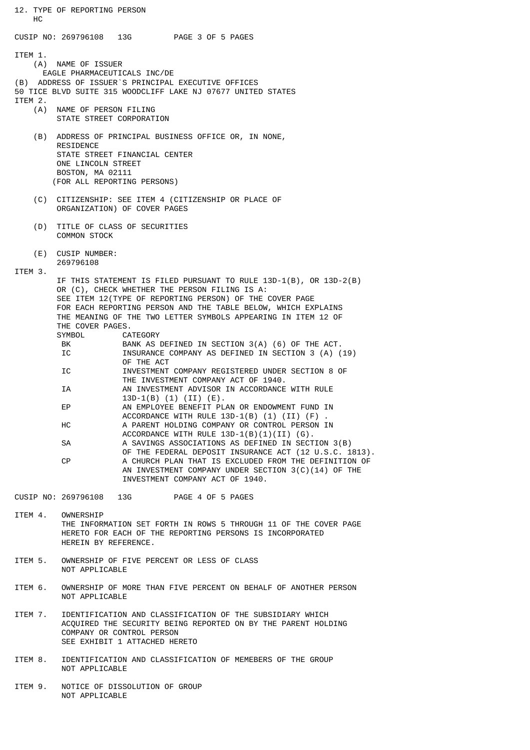12. TYPE OF REPORTING PERSON
HC

ITEM 1.

(A) NAME OF ISSUER
EAGLE PHARMACEUTICALS INC/DE

(B) ADDRESS OF ISSUER`S PRINCIPAL EXECUTIVE OFFICES
50 TICE BLVD SUITE 315 WOODCLIFF LAKE NJ 07677 UNITED STATES

ITEM 2.

(A) NAME OF PERSON FILING
STATE STREET CORPORATION

(B) ADDRESS OF PRINCIPAL BUSINESS OFFICE OR, IN NONE, RESIDENCE
STATE STREET FINANCIAL CENTER
ONE LINCOLN STREET
BOSTON, MA 02111
(FOR ALL REPORTING PERSONS)

(C) CITIZENSHIP: SEE ITEM 4 (CITIZENSHIP OR PLACE OF ORGANIZATION) OF COVER PAGES

(D) TITLE OF CLASS OF SECURITIES
COMMON STOCK

(E) CUSIP NUMBER:
269796108

ITEM 3.

IF THIS STATEMENT IS FILED PURSUANT TO RULE 13D-1(B), OR 13D-2(B) OR (C), CHECK WHETHER THE PERSON FILING IS A:
SEE ITEM 12(TYPE OF REPORTING PERSON) OF THE COVER PAGE FOR EACH REPORTING PERSON AND THE TABLE BELOW, WHICH EXPLAINS THE MEANING OF THE TWO LETTER SYMBOLS APPEARING IN ITEM 12 OF THE COVER PAGES.

| SYMBOL | CATEGORY |
|---|---|
| BK | BANK AS DEFINED IN SECTION 3(A) (6) OF THE ACT. |
| IC | INSURANCE COMPANY AS DEFINED IN SECTION 3 (A) (19) OF THE ACT |
| IC | INVESTMENT COMPANY REGISTERED UNDER SECTION 8 OF THE INVESTMENT COMPANY ACT OF 1940. |
| IA | AN INVESTMENT ADVISOR IN ACCORDANCE WITH RULE 13D-1(B) (1) (II) (E). |
| EP | AN EMPLOYEE BENEFIT PLAN OR ENDOWMENT FUND IN ACCORDANCE WITH RULE 13D-1(B) (1) (II) (F) . |
| HC | A PARENT HOLDING COMPANY OR CONTROL PERSON IN ACCORDANCE WITH RULE 13D-1(B)(1)(II) (G). |
| SA | A SAVINGS ASSOCIATIONS AS DEFINED IN SECTION 3(B) OF THE FEDERAL DEPOSIT INSURANCE ACT (12 U.S.C. 1813). |
| CP | A CHURCH PLAN THAT IS EXCLUDED FROM THE DEFINITION OF AN INVESTMENT COMPANY UNDER SECTION 3(C)(14) OF THE INVESTMENT COMPANY ACT OF 1940. |

ITEM 4. OWNERSHIP
THE INFORMATION SET FORTH IN ROWS 5 THROUGH 11 OF THE COVER PAGE HERETO FOR EACH OF THE REPORTING PERSONS IS INCORPORATED HEREIN BY REFERENCE.

ITEM 5. OWNERSHIP OF FIVE PERCENT OR LESS OF CLASS
NOT APPLICABLE

ITEM 6. OWNERSHIP OF MORE THAN FIVE PERCENT ON BEHALF OF ANOTHER PERSON
NOT APPLICABLE

ITEM 7. IDENTIFICATION AND CLASSIFICATION OF THE SUBSIDIARY WHICH ACQUIRED THE SECURITY BEING REPORTED ON BY THE PARENT HOLDING COMPANY OR CONTROL PERSON
SEE EXHIBIT 1 ATTACHED HERETO

ITEM 8. IDENTIFICATION AND CLASSIFICATION OF MEMEBERS OF THE GROUP
NOT APPLICABLE

ITEM 9. NOTICE OF DISSOLUTION OF GROUP
NOT APPLICABLE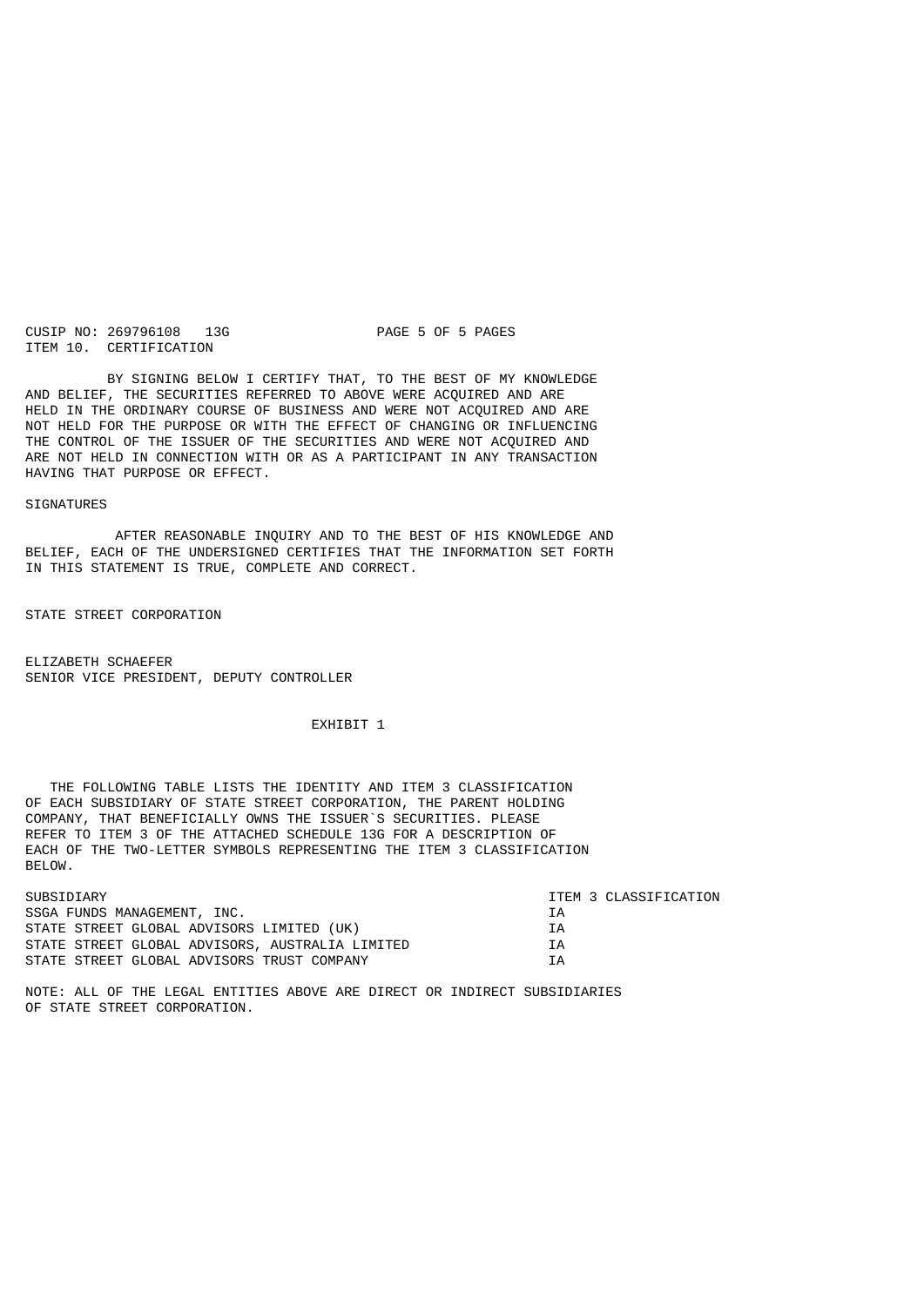CUSIP NO: 269796108 13G

ITEM 10. CERTIFICATION

BY SIGNING BELOW I CERTIFY THAT, TO THE BEST OF MY KNOWLEDGE AND BELIEF, THE SECURITIES REFERRED TO ABOVE WERE ACQUIRED AND ARE HELD IN THE ORDINARY COURSE OF BUSINESS AND WERE NOT ACQUIRED AND ARE NOT HELD FOR THE PURPOSE OR WITH THE EFFECT OF CHANGING OR INFLUENCING THE CONTROL OF THE ISSUER OF THE SECURITIES AND WERE NOT ACQUIRED AND ARE NOT HELD IN CONNECTION WITH OR AS A PARTICIPANT IN ANY TRANSACTION HAVING THAT PURPOSE OR EFFECT.

SIGNATURES

AFTER REASONABLE INQUIRY AND TO THE BEST OF HIS KNOWLEDGE AND BELIEF, EACH OF THE UNDERSIGNED CERTIFIES THAT THE INFORMATION SET FORTH IN THIS STATEMENT IS TRUE, COMPLETE AND CORRECT.

STATE STREET CORPORATION

ELIZABETH SCHAEFER
SENIOR VICE PRESIDENT, DEPUTY CONTROLLER

EXHIBIT 1

THE FOLLOWING TABLE LISTS THE IDENTITY AND ITEM 3 CLASSIFICATION OF EACH SUBSIDIARY OF STATE STREET CORPORATION, THE PARENT HOLDING COMPANY, THAT BENEFICIALLY OWNS THE ISSUER`S SECURITIES. PLEASE REFER TO ITEM 3 OF THE ATTACHED SCHEDULE 13G FOR A DESCRIPTION OF EACH OF THE TWO-LETTER SYMBOLS REPRESENTING THE ITEM 3 CLASSIFICATION BELOW.

| SUBSIDIARY | ITEM 3 CLASSIFICATION |
|---|---|
| SSGA FUNDS MANAGEMENT, INC. | IA |
| STATE STREET GLOBAL ADVISORS LIMITED (UK) | IA |
| STATE STREET GLOBAL ADVISORS, AUSTRALIA LIMITED | IA |
| STATE STREET GLOBAL ADVISORS TRUST COMPANY | IA |

NOTE: ALL OF THE LEGAL ENTITIES ABOVE ARE DIRECT OR INDIRECT SUBSIDIARIES OF STATE STREET CORPORATION.